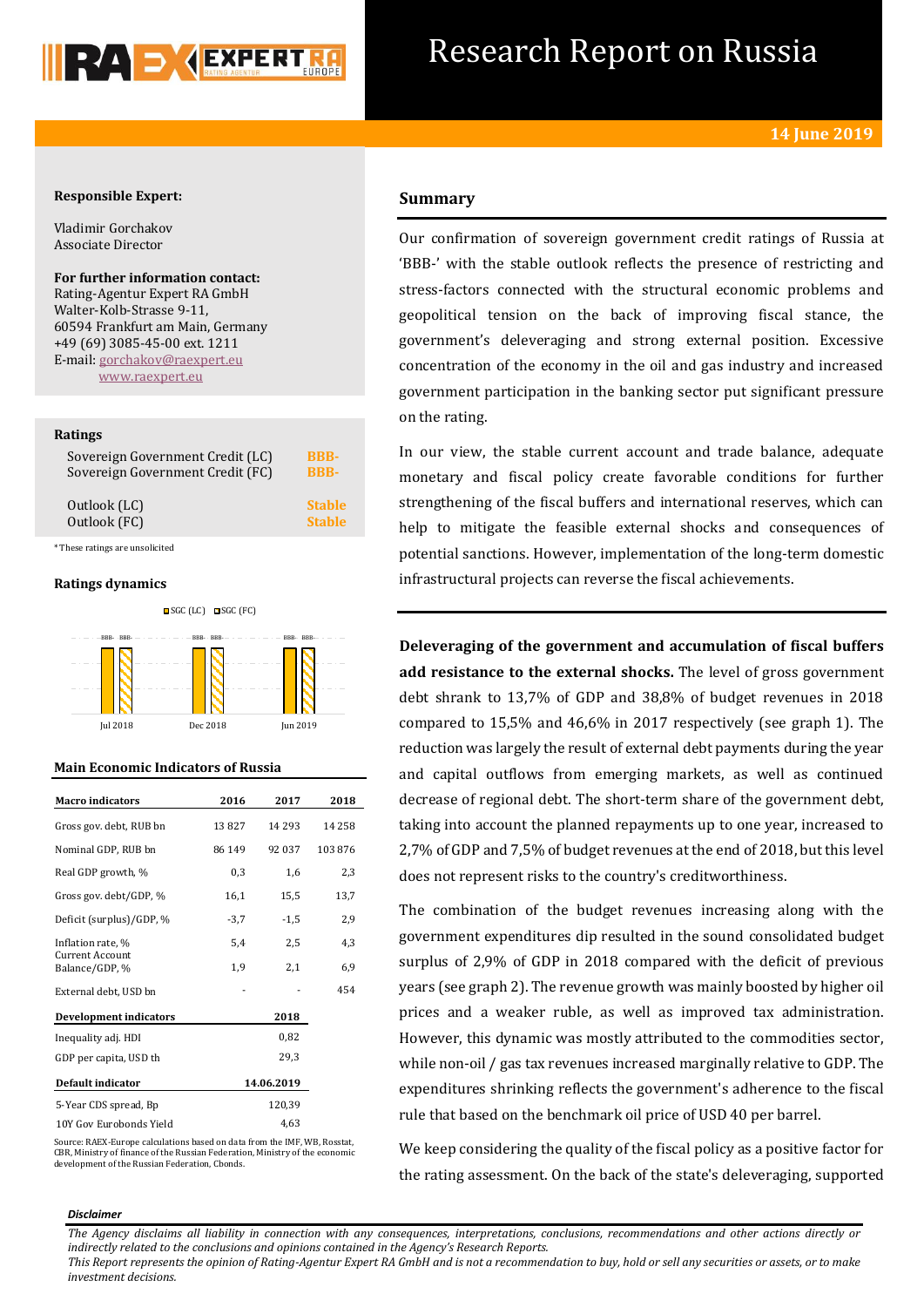# Research Report on Russia

**14 June 2019**

**Responsible Expert:**

Vladimir Gorchakov
Associate Director

**For further information contact:**
Rating-Agentur Expert RA GmbH
Walter-Kolb-Strasse 9-11,
60594 Frankfurt am Main, Germany
+49 (69) 3085-45-00 ext. 1211
E-mail: gorchakov@raexpert.eu
www.raexpert.eu

**Ratings**

| | |
|---|---|
| Sovereign Government Credit (LC) | BBB- |
| Sovereign Government Credit (FC) | BBB- |
| Outlook (LC) | Stable |
| Outlook (FC) | Stable |

*These ratings are unsolicited

**Ratings dynamics**

SGC (LC) SGC (FC)

| | Jul 2018 | Dec 2018 | Jun 2019 |
|---|---|---|---|
| SGC (LC) | BBB- | BBB- | BBB- |
| SGC (FC) | BBB- | BBB- | BBB- |

**Main Economic Indicators of Russia**

| Macro indicators | 2016 | 2017 | 2018 |
|---|---|---|---|
| Gross gov. debt, RUB bn | 13 827 | 14 293 | 14 258 |
| Nominal GDP, RUB bn | 86 149 | 92 037 | 103 876 |
| Real GDP growth, % | 0,3 | 1,6 | 2,3 |
| Gross gov. debt/GDP, % | 16,1 | 15,5 | 13,7 |
| Deficit (surplus)/GDP, % | -3,7 | -1,5 | 2,9 |
| Inflation rate, % | 5,4 | 2,5 | 4,3 |
| Current Account Balance/GDP, % | 1,9 | 2,1 | 6,9 |
| External debt, USD bn | - | - | 454 |
| **Development indicators** | | **2018** | |
| Inequality adj. HDI | | 0,82 | |
| GDP per capita, USD th | | 29,3 | |
| **Default indicator** | | **14.06.2019** | |
| 5-Year CDS spread, Bp | | 120,39 | |
| 10Y Gov Eurobonds Yield | | 4,63 | |

Source: RAEX-Europe calculations based on data from the IMF, WB, Rosstat, CBR, Ministry of finance of the Russian Federation, Ministry of the economic development of the Russian Federation, Cbonds.

## Summary

Our confirmation of sovereign government credit ratings of Russia at 'BBB-' with the stable outlook reflects the presence of restricting and stress-factors connected with the structural economic problems and geopolitical tension on the back of improving fiscal stance, the government's deleveraging and strong external position. Excessive concentration of the economy in the oil and gas industry and increased government participation in the banking sector put significant pressure on the rating.

In our view, the stable current account and trade balance, adequate monetary and fiscal policy create favorable conditions for further strengthening of the fiscal buffers and international reserves, which can help to mitigate the feasible external shocks and consequences of potential sanctions. However, implementation of the long-term domestic infrastructural projects can reverse the fiscal achievements.

**Deleveraging of the government and accumulation of fiscal buffers add resistance to the external shocks.** The level of gross government debt shrank to 13,7% of GDP and 38,8% of budget revenues in 2018 compared to 15,5% and 46,6% in 2017 respectively (see graph 1). The reduction was largely the result of external debt payments during the year and capital outflows from emerging markets, as well as continued decrease of regional debt. The short-term share of the government debt, taking into account the planned repayments up to one year, increased to 2,7% of GDP and 7,5% of budget revenues at the end of 2018, but this level does not represent risks to the country's creditworthiness.

The combination of the budget revenues increasing along with the government expenditures dip resulted in the sound consolidated budget surplus of 2,9% of GDP in 2018 compared with the deficit of previous years (see graph 2). The revenue growth was mainly boosted by higher oil prices and a weaker ruble, as well as improved tax administration. However, this dynamic was mostly attributed to the commodities sector, while non-oil / gas tax revenues increased marginally relative to GDP. The expenditures shrinking reflects the government's adherence to the fiscal rule that based on the benchmark oil price of USD 40 per barrel.

We keep considering the quality of the fiscal policy as a positive factor for the rating assessment. On the back of the state's deleveraging, supported

***Disclaimer***

*The Agency disclaims all liability in connection with any consequences, interpretations, conclusions, recommendations and other actions directly or indirectly related to the conclusions and opinions contained in the Agency's Research Reports.*
*This Report represents the opinion of Rating-Agentur Expert RA GmbH and is not a recommendation to buy, hold or sell any securities or assets, or to make investment decisions.*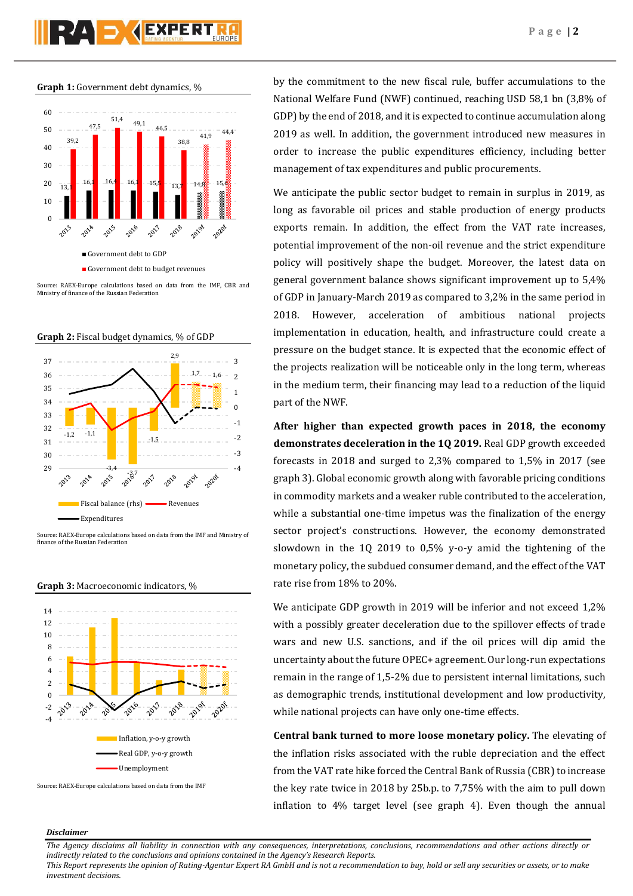**Graph 1:** Government debt dynamics, %

Source: RAEX-Europe calculations based on data from the IMF, CBR and Ministry of finance of the Russian Federation

**Graph 2:** Fiscal budget dynamics, % of GDP

Source: RAEX-Europe calculations based on data from the IMF and Ministry of finance of the Russian Federation

**Graph 3:** Macroeconomic indicators, %

Source: RAEX-Europe calculations based on data from the IMF

by the commitment to the new fiscal rule, buffer accumulations to the National Welfare Fund (NWF) continued, reaching USD 58,1 bn (3,8% of GDP) by the end of 2018, and it is expected to continue accumulation along 2019 as well. In addition, the government introduced new measures in order to increase the public expenditures efficiency, including better management of tax expenditures and public procurements.

We anticipate the public sector budget to remain in surplus in 2019, as long as favorable oil prices and stable production of energy products exports remain. In addition, the effect from the VAT rate increases, potential improvement of the non-oil revenue and the strict expenditure policy will positively shape the budget. Moreover, the latest data on general government balance shows significant improvement up to 5,4% of GDP in January-March 2019 as compared to 3,2% in the same period in 2018. However, acceleration of ambitious national projects implementation in education, health, and infrastructure could create a pressure on the budget stance. It is expected that the economic effect of the projects realization will be noticeable only in the long term, whereas in the medium term, their financing may lead to a reduction of the liquid part of the NWF.

**After higher than expected growth paces in 2018, the economy demonstrates deceleration in the 1Q 2019.** Real GDP growth exceeded forecasts in 2018 and surged to 2,3% compared to 1,5% in 2017 (see graph 3). Global economic growth along with favorable pricing conditions in commodity markets and a weaker ruble contributed to the acceleration, while a substantial one-time impetus was the finalization of the energy sector project's constructions. However, the economy demonstrated slowdown in the 1Q 2019 to 0,5% y-o-y amid the tightening of the monetary policy, the subdued consumer demand, and the effect of the VAT rate rise from 18% to 20%.

We anticipate GDP growth in 2019 will be inferior and not exceed 1,2% with a possibly greater deceleration due to the spillover effects of trade wars and new U.S. sanctions, and if the oil prices will dip amid the uncertainty about the future OPEC+ agreement. Our long-run expectations remain in the range of 1,5-2% due to persistent internal limitations, such as demographic trends, institutional development and low productivity, while national projects can have only one-time effects.

**Central bank turned to more loose monetary policy.** The elevating of the inflation risks associated with the ruble depreciation and the effect from the VAT rate hike forced the Central Bank of Russia (CBR) to increase the key rate twice in 2018 by 25b.p. to 7,75% with the aim to pull down inflation to 4% target level (see graph 4). Even though the annual

*Disclaimer*

*The Agency disclaims all liability in connection with any consequences, interpretations, conclusions, recommendations and other actions directly or indirectly related to the conclusions and opinions contained in the Agency's Research Reports.*
*This Report represents the opinion of Rating-Agentur Expert RA GmbH and is not a recommendation to buy, hold or sell any securities or assets, or to make investment decisions.*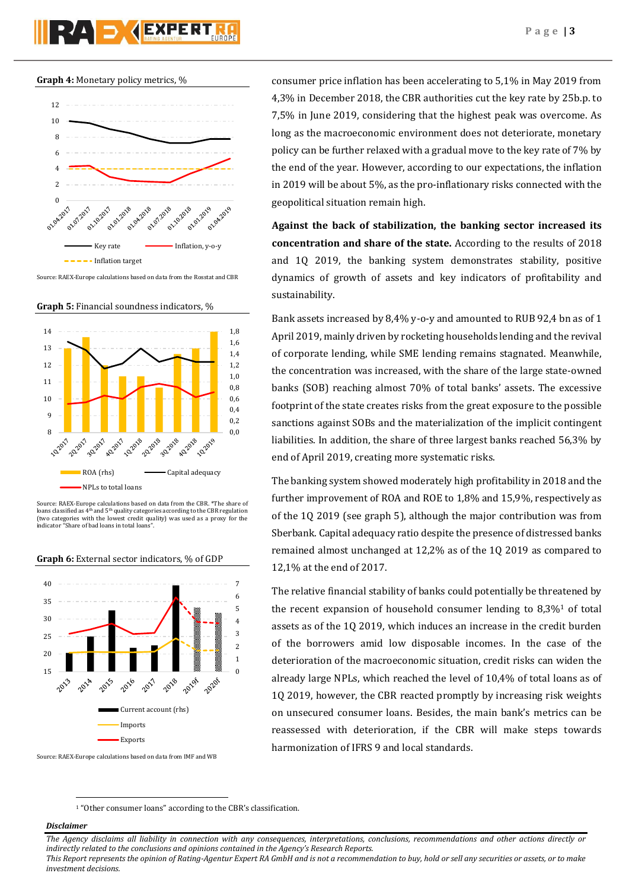**Graph 4:** Monetary policy metrics, %

Source: RAEX-Europe calculations based on data from the Rosstat and CBR

**Graph 5:** Financial soundness indicators, %

Source: RAEX-Europe calculations based on data from the CBR. *The share of loans classified as 4th and 5th quality categories according to the CBR regulation (two categories with the lowest credit quality) was used as a proxy for the indicator "Share of bad loans in total loans".

**Graph 6:** External sector indicators, % of GDP

Source: RAEX-Europe calculations based on data from IMF and WB

consumer price inflation has been accelerating to 5,1% in May 2019 from 4,3% in December 2018, the CBR authorities cut the key rate by 25b.p. to 7,5% in June 2019, considering that the highest peak was overcome. As long as the macroeconomic environment does not deteriorate, monetary policy can be further relaxed with a gradual move to the key rate of 7% by the end of the year. However, according to our expectations, the inflation in 2019 will be about 5%, as the pro-inflationary risks connected with the geopolitical situation remain high.

**Against the back of stabilization, the banking sector increased its concentration and share of the state.** According to the results of 2018 and 1Q 2019, the banking system demonstrates stability, positive dynamics of growth of assets and key indicators of profitability and sustainability.

Bank assets increased by 8,4% y-o-y and amounted to RUB 92,4 bn as of 1 April 2019, mainly driven by rocketing households lending and the revival of corporate lending, while SME lending remains stagnated. Meanwhile, the concentration was increased, with the share of the large state-owned banks (SOB) reaching almost 70% of total banks' assets. The excessive footprint of the state creates risks from the great exposure to the possible sanctions against SOBs and the materialization of the implicit contingent liabilities. In addition, the share of three largest banks reached 56,3% by end of April 2019, creating more systematic risks.

The banking system showed moderately high profitability in 2018 and the further improvement of ROA and ROE to 1,8% and 15,9%, respectively as of the 1Q 2019 (see graph 5), although the major contribution was from Sberbank. Capital adequacy ratio despite the presence of distressed banks remained almost unchanged at 12,2% as of the 1Q 2019 as compared to 12,1% at the end of 2017.

The relative financial stability of banks could potentially be threatened by the recent expansion of household consumer lending to 8,3%[1] of total assets as of the 1Q 2019, which induces an increase in the credit burden of the borrowers amid low disposable incomes. In the case of the deterioration of the macroeconomic situation, credit risks can widen the already large NPLs, which reached the level of 10,4% of total loans as of 1Q 2019, however, the CBR reacted promptly by increasing risk weights on unsecured consumer loans. Besides, the main bank's metrics can be reassessed with deterioration, if the CBR will make steps towards harmonization of IFRS 9 and local standards.

[1] "Other consumer loans" according to the CBR's classification.

***Disclaimer***

*The Agency disclaims all liability in connection with any consequences, interpretations, conclusions, recommendations and other actions directly or indirectly related to the conclusions and opinions contained in the Agency's Research Reports.*
*This Report represents the opinion of Rating-Agentur Expert RA GmbH and is not a recommendation to buy, hold or sell any securities or assets, or to make investment decisions.*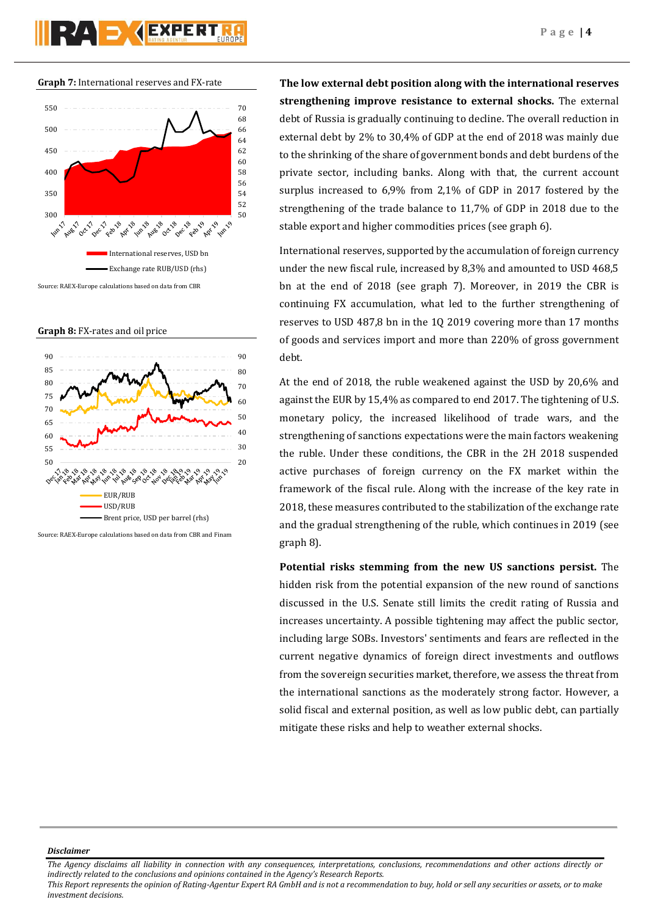**Graph 7:** International reserves and FX-rate

Source: RAEX-Europe calculations based on data from CBR

**Graph 8:** FX-rates and oil price

Source: RAEX-Europe calculations based on data from CBR and Finam

**The low external debt position along with the international reserves strengthening improve resistance to external shocks.** The external debt of Russia is gradually continuing to decline. The overall reduction in external debt by 2% to 30,4% of GDP at the end of 2018 was mainly due to the shrinking of the share of government bonds and debt burdens of the private sector, including banks. Along with that, the current account surplus increased to 6,9% from 2,1% of GDP in 2017 fostered by the strengthening of the trade balance to 11,7% of GDP in 2018 due to the stable export and higher commodities prices (see graph 6).

International reserves, supported by the accumulation of foreign currency under the new fiscal rule, increased by 8,3% and amounted to USD 468,5 bn at the end of 2018 (see graph 7). Moreover, in 2019 the CBR is continuing FX accumulation, what led to the further strengthening of reserves to USD 487,8 bn in the 1Q 2019 covering more than 17 months of goods and services import and more than 220% of gross government debt.

At the end of 2018, the ruble weakened against the USD by 20,6% and against the EUR by 15,4% as compared to end 2017. The tightening of U.S. monetary policy, the increased likelihood of trade wars, and the strengthening of sanctions expectations were the main factors weakening the ruble. Under these conditions, the CBR in the 2H 2018 suspended active purchases of foreign currency on the FX market within the framework of the fiscal rule. Along with the increase of the key rate in 2018, these measures contributed to the stabilization of the exchange rate and the gradual strengthening of the ruble, which continues in 2019 (see graph 8).

**Potential risks stemming from the new US sanctions persist.** The hidden risk from the potential expansion of the new round of sanctions discussed in the U.S. Senate still limits the credit rating of Russia and increases uncertainty. A possible tightening may affect the public sector, including large SOBs. Investors' sentiments and fears are reflected in the current negative dynamics of foreign direct investments and outflows from the sovereign securities market, therefore, we assess the threat from the international sanctions as the moderately strong factor. However, a solid fiscal and external position, as well as low public debt, can partially mitigate these risks and help to weather external shocks.

***Disclaimer***

*The Agency disclaims all liability in connection with any consequences, interpretations, conclusions, recommendations and other actions directly or indirectly related to the conclusions and opinions contained in the Agency's Research Reports.*
*This Report represents the opinion of Rating-Agentur Expert RA GmbH and is not a recommendation to buy, hold or sell any securities or assets, or to make investment decisions.*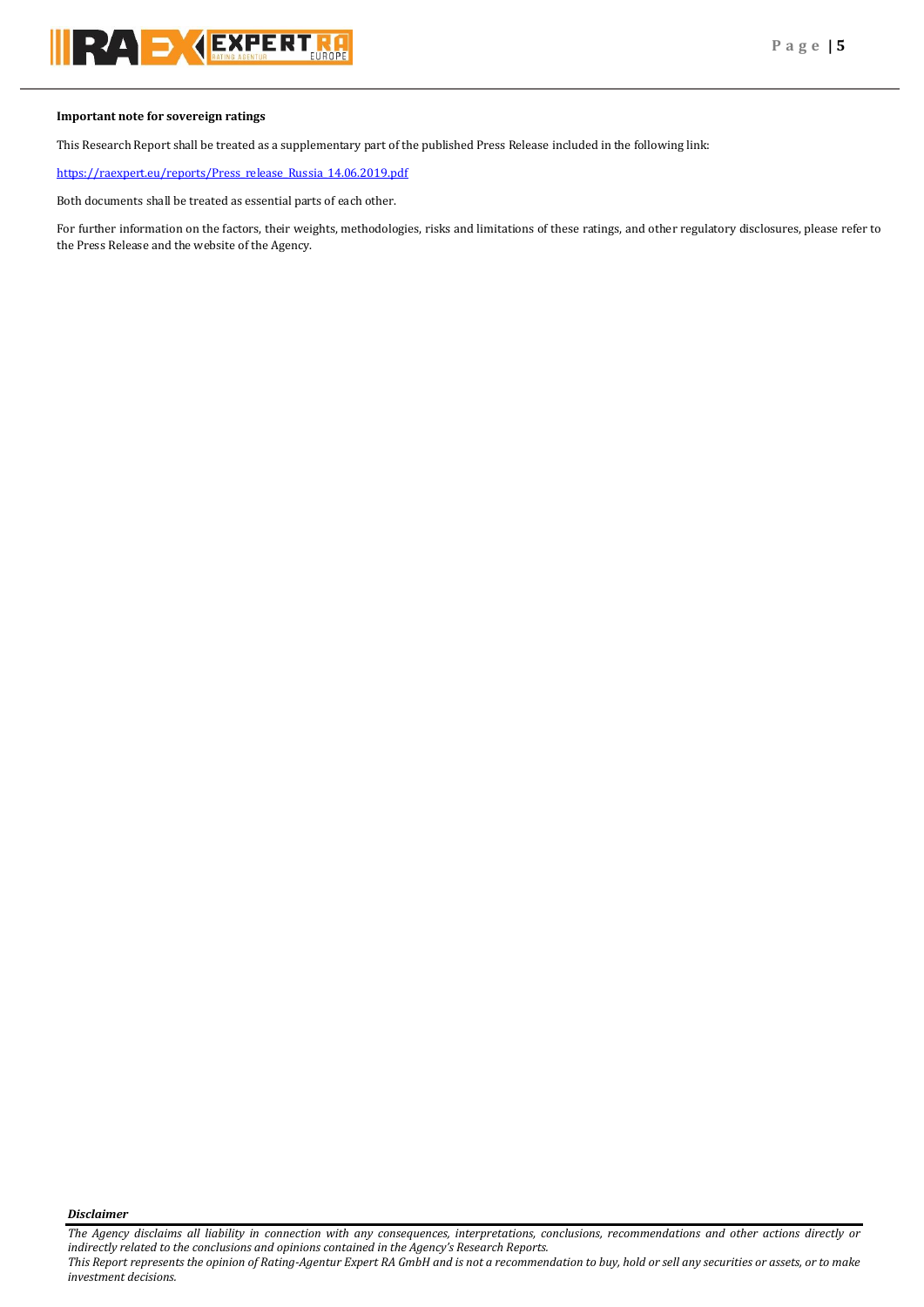**Important note for sovereign ratings**

This Research Report shall be treated as a supplementary part of the published Press Release included in the following link:

https://raexpert.eu/reports/Press_release_Russia_14.06.2019.pdf

Both documents shall be treated as essential parts of each other.

For further information on the factors, their weights, methodologies, risks and limitations of these ratings, and other regulatory disclosures, please refer to the Press Release and the website of the Agency.

***Disclaimer***

*The Agency disclaims all liability in connection with any consequences, interpretations, conclusions, recommendations and other actions directly or indirectly related to the conclusions and opinions contained in the Agency's Research Reports.*

*This Report represents the opinion of Rating-Agentur Expert RA GmbH and is not a recommendation to buy, hold or sell any securities or assets, or to make investment decisions.*